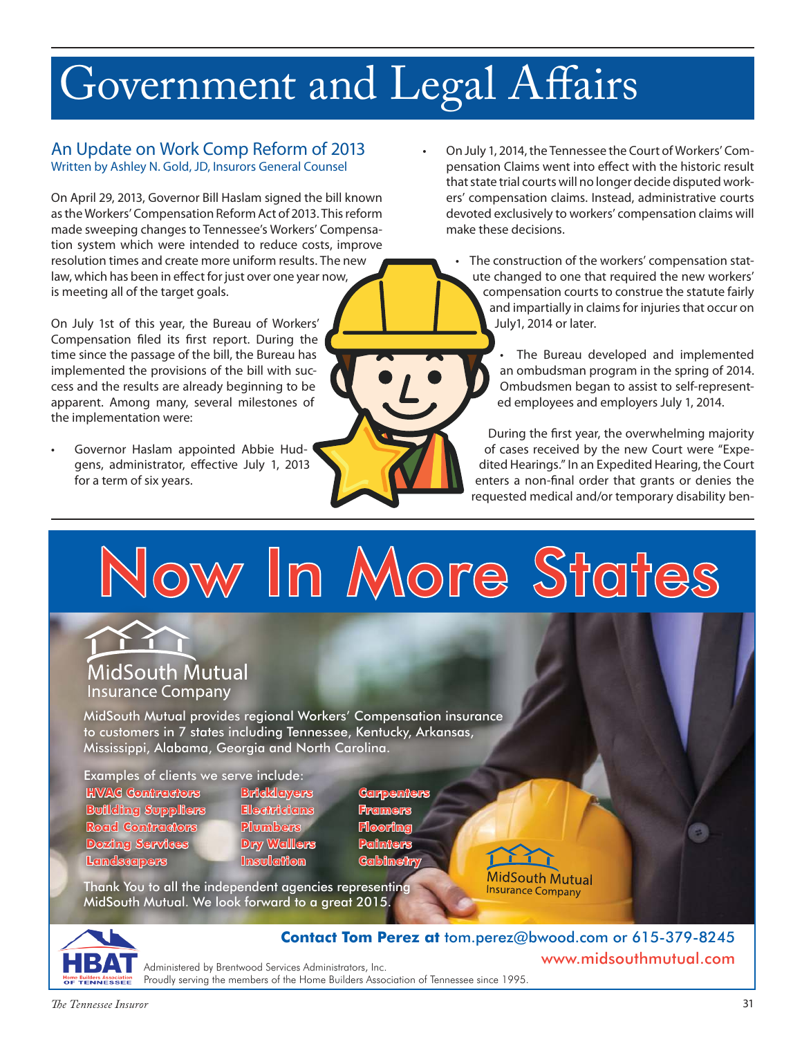# Government and Legal Affairs

## An Update on Work Comp Reform of 2013

Written by Ashley N. Gold, JD, Insurors General Counsel

On April 29, 2013, Governor Bill Haslam signed the bill known as the Workers' Compensation Reform Act of 2013. This reform made sweeping changes to Tennessee's Workers' Compensation system which were intended to reduce costs, improve resolution times and create more uniform results. The new law, which has been in effect for just over one year now, is meeting all of the target goals.

On July 1st of this year, the Bureau of Workers' Compensation filed its first report. During the time since the passage of the bill, the Bureau has implemented the provisions of the bill with success and the results are already beginning to be apparent. Among many, several milestones of the implementation were:

- Governor Haslam appointed Abbie Hudgens, administrator, effective July 1, 2013 for a term of six years.
- On July 1, 2014, the Tennessee the Court of Workers' Compensation Claims went into effect with the historic result that state trial courts will no longer decide disputed workers' compensation claims. Instead, administrative courts devoted exclusively to workers' compensation claims will make these decisions.
- The construction of the workers' compensation statute changed to one that required the new workers' compensation courts to construe the statute fairly and impartially in claims for injuries that occur on July1, 2014 or later.
- The Bureau developed and implemented an ombudsman program in the spring of 2014. Ombudsmen began to assist to self-represented employees and employers July 1, 2014.

During the first year, the overwhelming majority of cases received by the new Court were "Expedited Hearings." In an Expedited Hearing, the Court enters a non-final order that grants or denies the requested medical and/or temporary disability ben-

---

# Now In More States

**MidSouth Mutual Insurance Company**

MidSouth Mutual provides regional Workers' Compensation insurance to customers in 7 states including Tennessee, Kentucky, Arkansas, Mississippi, Alabama, Georgia and North Carolina.

Examples of clients we serve include:

| | | |
|---|---|---|
| HVAC Contractors | Bricklayers | Carpenters |
| Building Suppliers | Electricians | Framers |
| Road Contractors | Plumbers | Flooring |
| Dozing Services | Dry Wallers | Painters |
| Landscapers | Insulation | Cabinetry |

Thank You to all the independent agencies representing MidSouth Mutual. We look forward to a great 2015.

MidSouth Mutual Insurance Company

**Contact Tom Perez at** tom.perez@bwood.com or 615-379-8245

www.midsouthmutual.com

HBAT Home Builders Association of Tennessee

Administered by Brentwood Services Administrators, Inc.
Proudly serving the members of the Home Builders Association of Tennessee since 1995.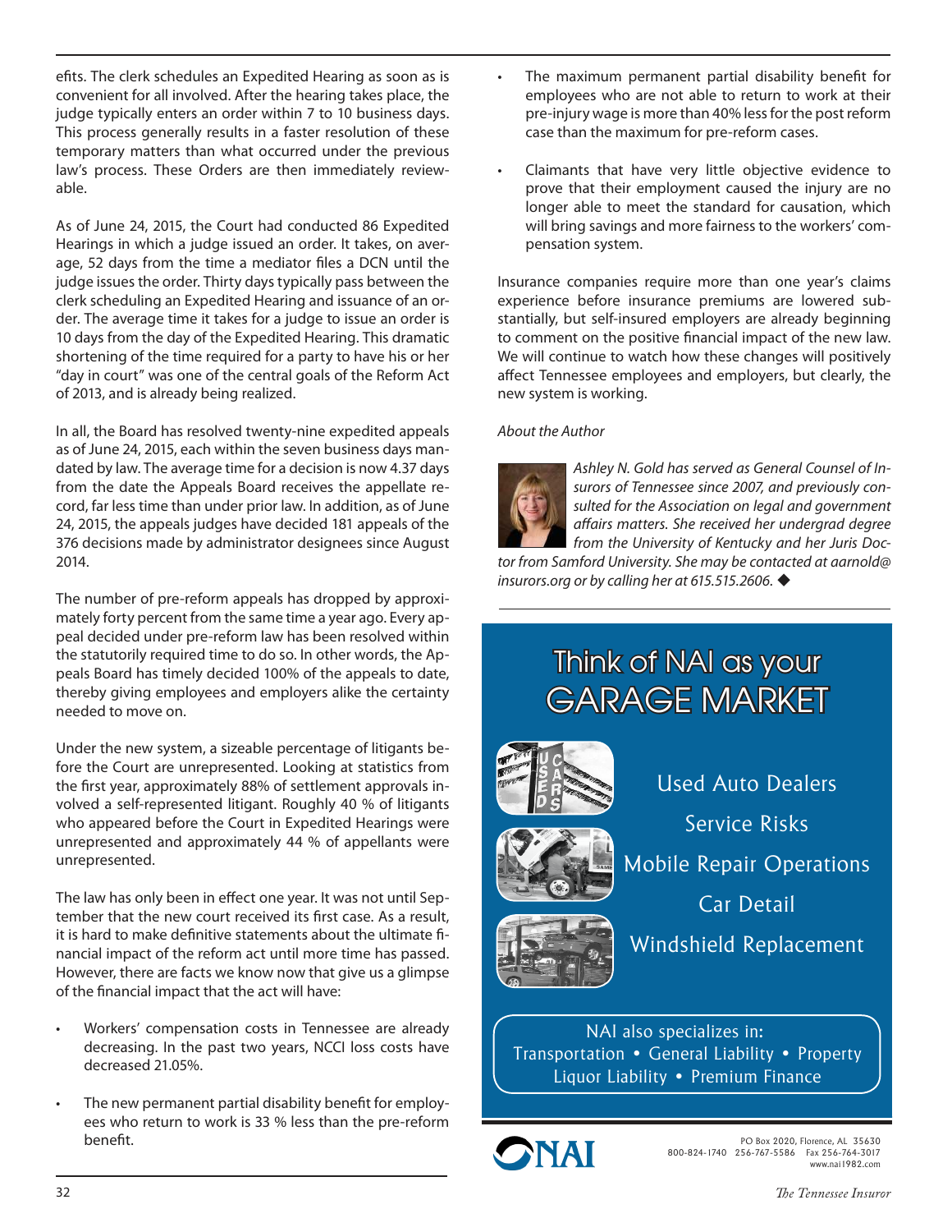efits. The clerk schedules an Expedited Hearing as soon as is convenient for all involved. After the hearing takes place, the judge typically enters an order within 7 to 10 business days. This process generally results in a faster resolution of these temporary matters than what occurred under the previous law's process. These Orders are then immediately reviewable.

As of June 24, 2015, the Court had conducted 86 Expedited Hearings in which a judge issued an order. It takes, on average, 52 days from the time a mediator files a DCN until the judge issues the order. Thirty days typically pass between the clerk scheduling an Expedited Hearing and issuance of an order. The average time it takes for a judge to issue an order is 10 days from the day of the Expedited Hearing. This dramatic shortening of the time required for a party to have his or her "day in court" was one of the central goals of the Reform Act of 2013, and is already being realized.

In all, the Board has resolved twenty-nine expedited appeals as of June 24, 2015, each within the seven business days mandated by law. The average time for a decision is now 4.37 days from the date the Appeals Board receives the appellate record, far less time than under prior law. In addition, as of June 24, 2015, the appeals judges have decided 181 appeals of the 376 decisions made by administrator designees since August 2014.

The number of pre-reform appeals has dropped by approximately forty percent from the same time a year ago. Every appeal decided under pre-reform law has been resolved within the statutorily required time to do so. In other words, the Appeals Board has timely decided 100% of the appeals to date, thereby giving employees and employers alike the certainty needed to move on.

Under the new system, a sizeable percentage of litigants before the Court are unrepresented. Looking at statistics from the first year, approximately 88% of settlement approvals involved a self-represented litigant. Roughly 40 % of litigants who appeared before the Court in Expedited Hearings were unrepresented and approximately 44 % of appellants were unrepresented.

The law has only been in effect one year. It was not until September that the new court received its first case. As a result, it is hard to make definitive statements about the ultimate financial impact of the reform act until more time has passed. However, there are facts we know now that give us a glimpse of the financial impact that the act will have:

- Workers' compensation costs in Tennessee are already decreasing. In the past two years, NCCI loss costs have decreased 21.05%.
- The new permanent partial disability benefit for employees who return to work is 33 % less than the pre-reform benefit.
- The maximum permanent partial disability benefit for employees who are not able to return to work at their pre-injury wage is more than 40% less for the post reform case than the maximum for pre-reform cases.
- Claimants that have very little objective evidence to prove that their employment caused the injury are no longer able to meet the standard for causation, which will bring savings and more fairness to the workers' compensation system.

Insurance companies require more than one year's claims experience before insurance premiums are lowered substantially, but self-insured employers are already beginning to comment on the positive financial impact of the new law. We will continue to watch how these changes will positively affect Tennessee employees and employers, but clearly, the new system is working.

*About the Author*

*Ashley N. Gold has served as General Counsel of Insurors of Tennessee since 2007, and previously consulted for the Association on legal and government affairs matters. She received her undergrad degree from the University of Kentucky and her Juris Doctor from Samford University. She may be contacted at aarnold@insurors.org or by calling her at 615.515.2606.* ◆

Think of NAI as your GARAGE MARKET

Used Auto Dealers

Service Risks

Mobile Repair Operations

Car Detail

Windshield Replacement

NAI also specializes in:
Transportation • General Liability • Property
Liquor Liability • Premium Finance

NAI

PO Box 2020, Florence, AL 35630
800-824-1740 256-767-5586 Fax 256-764-3017
www.nai1982.com